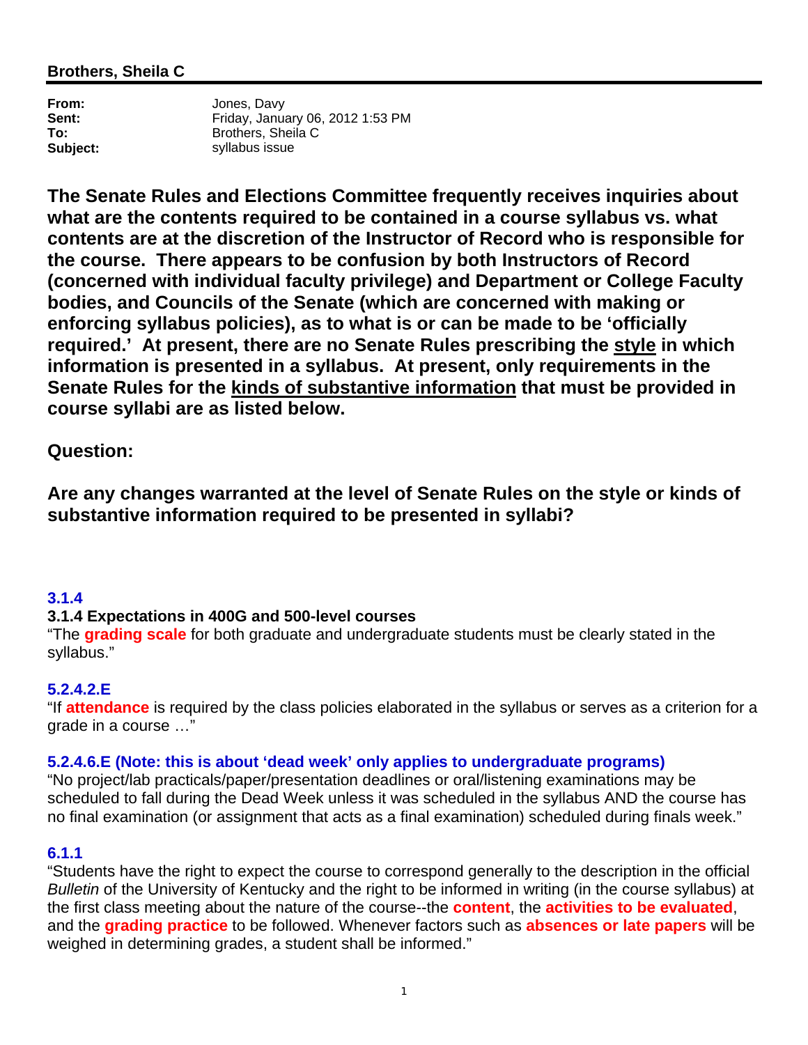**Brothers, Sheila C**

---

**From:** Jones, Davy
**Sent:** Friday, January 06, 2012 1:53 PM
**To:** Brothers, Sheila C
**Subject:** syllabus issue

**The Senate Rules and Elections Committee frequently receives inquiries about what are the contents required to be contained in a course syllabus vs. what contents are at the discretion of the Instructor of Record who is responsible for the course. There appears to be confusion by both Instructors of Record (concerned with individual faculty privilege) and Department or College Faculty bodies, and Councils of the Senate (which are concerned with making or enforcing syllabus policies), as to what is or can be made to be 'officially required.' At present, there are no Senate Rules prescribing the <u>style</u> in which information is presented in a syllabus. At present, only requirements in the Senate Rules for the <u>kinds of substantive information</u> that must be provided in course syllabi are as listed below.**

**Question:**

**Are any changes warranted at the level of Senate Rules on the style or kinds of substantive information required to be presented in syllabi?**

**3.1.4**

**3.1.4 Expectations in 400G and 500-level courses**

"The **grading scale** for both graduate and undergraduate students must be clearly stated in the syllabus."

**5.2.4.2.E**

"If **attendance** is required by the class policies elaborated in the syllabus or serves as a criterion for a grade in a course …"

**5.2.4.6.E (Note: this is about 'dead week' only applies to undergraduate programs)**

"No project/lab practicals/paper/presentation deadlines or oral/listening examinations may be scheduled to fall during the Dead Week unless it was scheduled in the syllabus AND the course has no final examination (or assignment that acts as a final examination) scheduled during finals week."

**6.1.1**

"Students have the right to expect the course to correspond generally to the description in the official *Bulletin* of the University of Kentucky and the right to be informed in writing (in the course syllabus) at the first class meeting about the nature of the course--the **content**, the **activities to be evaluated**, and the **grading practice** to be followed. Whenever factors such as **absences or late papers** will be weighed in determining grades, a student shall be informed."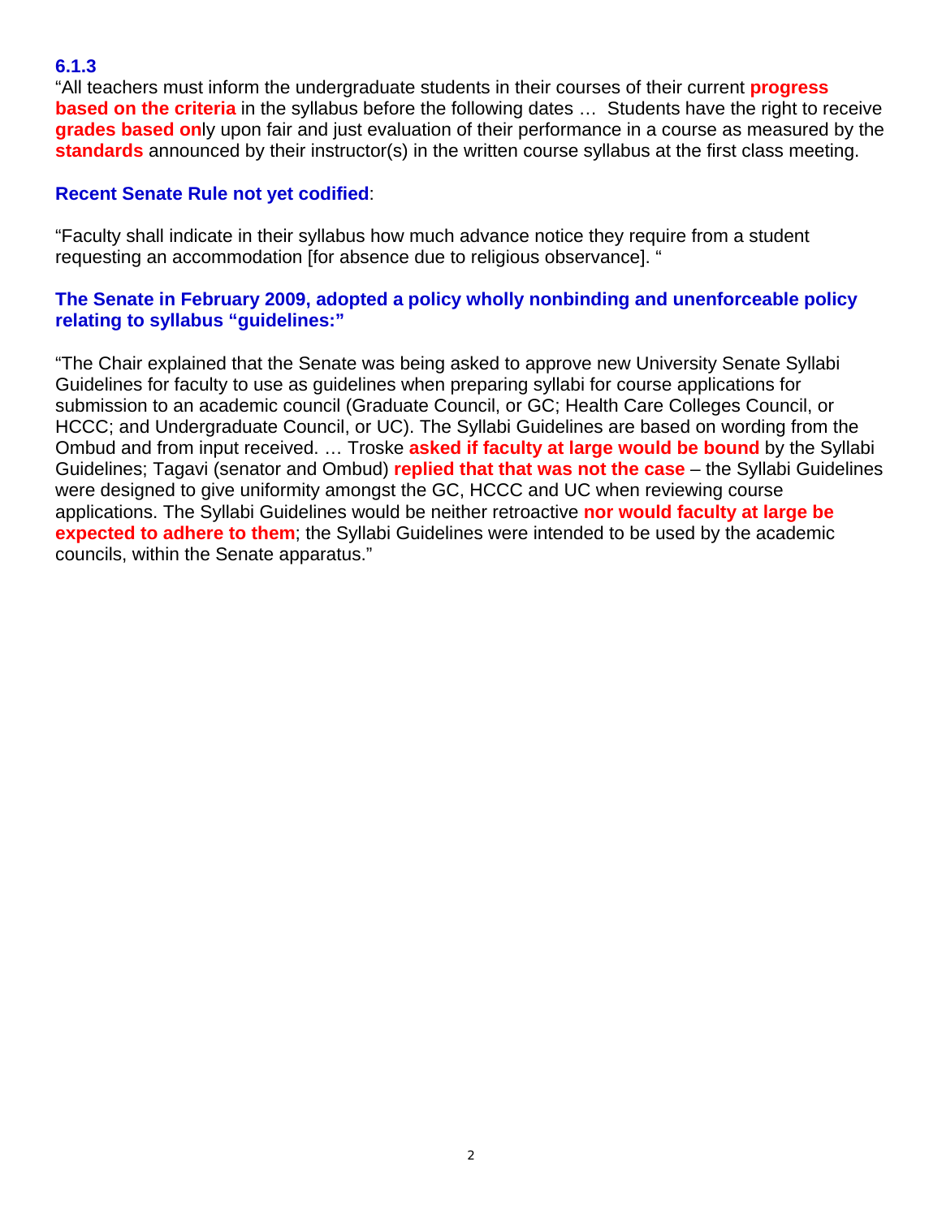**6.1.3**
"All teachers must inform the undergraduate students in their courses of their current **progress based on the criteria** in the syllabus before the following dates … Students have the right to receive **grades based on**ly upon fair and just evaluation of their performance in a course as measured by the **standards** announced by their instructor(s) in the written course syllabus at the first class meeting.

**Recent Senate Rule not yet codified**:

"Faculty shall indicate in their syllabus how much advance notice they require from a student requesting an accommodation [for absence due to religious observance]. "

**The Senate in February 2009, adopted a policy wholly nonbinding and unenforceable policy relating to syllabus "guidelines:"**

"The Chair explained that the Senate was being asked to approve new University Senate Syllabi Guidelines for faculty to use as guidelines when preparing syllabi for course applications for submission to an academic council (Graduate Council, or GC; Health Care Colleges Council, or HCCC; and Undergraduate Council, or UC). The Syllabi Guidelines are based on wording from the Ombud and from input received. … Troske **asked if faculty at large would be bound** by the Syllabi Guidelines; Tagavi (senator and Ombud) **replied that that was not the case** – the Syllabi Guidelines were designed to give uniformity amongst the GC, HCCC and UC when reviewing course applications. The Syllabi Guidelines would be neither retroactive **nor would faculty at large be expected to adhere to them**; the Syllabi Guidelines were intended to be used by the academic councils, within the Senate apparatus."